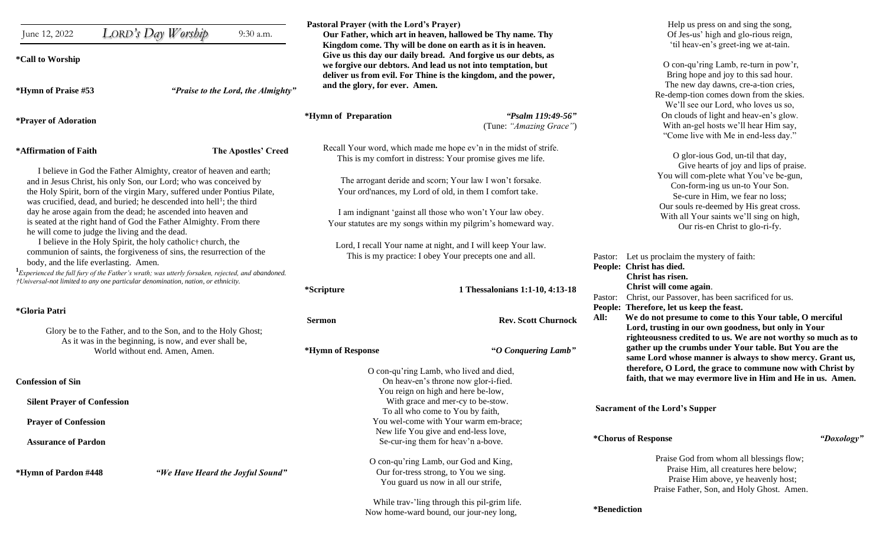June 12, 2022 *LORD's Day Worship* 9:30 a.m.

**\*Call to Worship**

**\*Hymn of Praise #53** *"Praise to the Lord, the Almighty"*

**\*Prayer of Adoration**

**\*Affirmation of Faith** **The Apostles' Creed**

I believe in God the Father Almighty, creator of heaven and earth; and in Jesus Christ, his only Son, our Lord; who was conceived by the Holy Spirit, born of the virgin Mary, suffered under Pontius Pilate, was crucified, dead, and buried; he descended into hell[1]; the third day he arose again from the dead; he ascended into heaven and is seated at the right hand of God the Father Almighty. From there he will come to judge the living and the dead.

I believe in the Holy Spirit, the holy catholic† church, the communion of saints, the forgiveness of sins, the resurrection of the body, and the life everlasting. Amen.

[1]*Experienced the full fury of the Father's wrath; was utterly forsaken, rejected, and abandoned.*
*†Universal-not limited to any one particular denomination, nation, or ethnicity.*

**\*Gloria Patri**

Glory be to the Father, and to the Son, and to the Holy Ghost;
As it was in the beginning, is now, and ever shall be,
World without end. Amen, Amen.

**Confession of Sin**

**Silent Prayer of Confession**

**Prayer of Confession**

**Assurance of Pardon**

**\*Hymn of Pardon #448** *"We Have Heard the Joyful Sound"*

**Pastoral Prayer (with the Lord's Prayer)**

**Our Father, which art in heaven, hallowed be Thy name. Thy Kingdom come. Thy will be done on earth as it is in heaven. Give us this day our daily bread. And forgive us our debts, as we forgive our debtors. And lead us not into temptation, but deliver us from evil. For Thine is the kingdom, and the power, and the glory, for ever. Amen.**

**\*Hymn of Preparation** *"Psalm 119:49-56"* (Tune: *"Amazing Grace"*)

Recall Your word, which made me hope ev'n in the midst of strife.
This is my comfort in distress: Your promise gives me life.

The arrogant deride and scorn; Your law I won't forsake.
Your ord'nances, my Lord of old, in them I comfort take.

I am indignant 'gainst all those who won't Your law obey.
Your statutes are my songs within my pilgrim's homeward way.

Lord, I recall Your name at night, and I will keep Your law.
This is my practice: I obey Your precepts one and all.

**\*Scripture** **1 Thessalonians 1:1-10, 4:13-18**

**Sermon** **Rev. Scott Churnock**

**\*Hymn of Response** **"*O Conquering Lamb*"**

O con-qu'ring Lamb, who lived and died,
On heav-en's throne now glor-i-fied.
You reign on high and here be-low,
With grace and mer-cy to be-stow.
To all who come to You by faith,
You wel-come with Your warm em-brace;
New life You give and end-less love,
Se-cur-ing them for heav'n a-bove.

O con-qu'ring Lamb, our God and King,
Our for-tress strong, to You we sing.
You guard us now in all our strife,
While trav-'ling through this pil-grim life.
Now home-ward bound, our jour-ney long,
Help us press on and sing the song,
Of Jes-us' high and glo-rious reign,
'til heav-en's greet-ing we at-tain.

O con-qu'ring Lamb, re-turn in pow'r,
Bring hope and joy to this sad hour.
The new day dawns, cre-a-tion cries,
Re-demp-tion comes down from the skies.
We'll see our Lord, who loves us so,
On clouds of light and heav-en's glow.
With an-gel hosts we'll hear Him say,
"Come live with Me in end-less day."

O glor-ious God, un-til that day,
Give hearts of joy and lips of praise.
You will com-plete what You've be-gun,
Con-form-ing us un-to Your Son.
Se-cure in Him, we fear no loss;
Our souls re-deemed by His great cross.
With all Your saints we'll sing on high,
Our ris-en Christ to glo-ri-fy.

Pastor: Let us proclaim the mystery of faith:
**People: Christ has died.**
**Christ has risen.**
**Christ will come again.**
Pastor: Christ, our Passover, has been sacrificed for us.
**People: Therefore, let us keep the feast.**
**All: We do not presume to come to this Your table, O merciful Lord, trusting in our own goodness, but only in Your righteousness credited to us. We are not worthy so much as to gather up the crumbs under Your table. But You are the same Lord whose manner is always to show mercy. Grant us, therefore, O Lord, the grace to commune now with Christ by faith, that we may evermore live in Him and He in us. Amen.**

**Sacrament of the Lord's Supper**

**\*Chorus of Response** *"Doxology"*

Praise God from whom all blessings flow;
Praise Him, all creatures here below;
Praise Him above, ye heavenly host;
Praise Father, Son, and Holy Ghost. Amen.

**\*Benediction**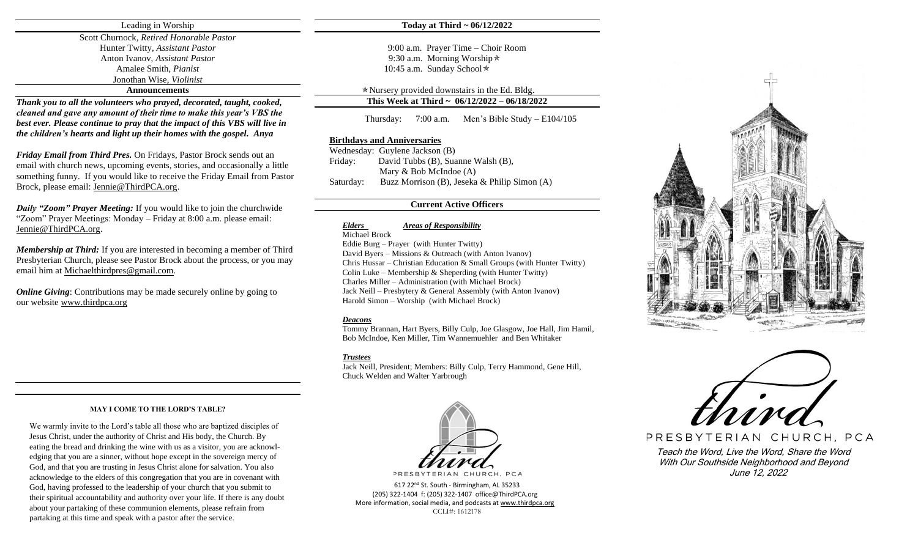## Leading in Worship

Scott Churnock, *Retired Honorable Pastor*
Hunter Twitty, *Assistant Pastor*
Anton Ivanov, *Assistant Pastor*
Amalee Smith, *Pianist*
Jonothan Wise, *Violinist*

## Announcements

***Thank you to all the volunteers who prayed, decorated, taught, cooked, cleaned and gave any amount of their time to make this year's VBS the best ever. Please continue to pray that the impact of this VBS will live in the children's hearts and light up their homes with the gospel. Anya***

***Friday Email from Third Pres.*** On Fridays, Pastor Brock sends out an email with church news, upcoming events, stories, and occasionally a little something funny. If you would like to receive the Friday Email from Pastor Brock, please email: Jennie@ThirdPCA.org.

***Daily "Zoom" Prayer Meeting:*** If you would like to join the churchwide "Zoom" Prayer Meetings: Monday – Friday at 8:00 a.m. please email: Jennie@ThirdPCA.org.

***Membership at Third:*** If you are interested in becoming a member of Third Presbyterian Church, please see Pastor Brock about the process, or you may email him at Michaelthirdpres@gmail.com.

***Online Giving***: Contributions may be made securely online by going to our website www.thirdpca.org

### MAY I COME TO THE LORD'S TABLE?

We warmly invite to the Lord's table all those who are baptized disciples of Jesus Christ, under the authority of Christ and His body, the Church. By eating the bread and drinking the wine with us as a visitor, you are acknowledging that you are a sinner, without hope except in the sovereign mercy of God, and that you are trusting in Jesus Christ alone for salvation. You also acknowledge to the elders of this congregation that you are in covenant with God, having professed to the leadership of your church that you submit to their spiritual accountability and authority over your life. If there is any doubt about your partaking of these communion elements, please refrain from partaking at this time and speak with a pastor after the service.

## Today at Third ~ 06/12/2022

9:00 a.m. Prayer Time – Choir Room
9:30 a.m. Morning Worship*
10:45 a.m. Sunday School*

*Nursery provided downstairs in the Ed. Bldg.

## This Week at Third ~ 06/12/2022 – 06/18/2022

Thursday: 7:00 a.m. Men's Bible Study – E104/105

### Birthdays and Anniversaries

Wednesday: Guylene Jackson (B)
Friday: David Tubbs (B), Suanne Walsh (B), Mary & Bob McIndoe (A)
Saturday: Buzz Morrison (B), Jeseka & Philip Simon (A)

## Current Active Officers

***Elders*** ***Areas of Responsibility***

Michael Brock
Eddie Burg – Prayer (with Hunter Twitty)
David Byers – Missions & Outreach (with Anton Ivanov)
Chris Hussar – Christian Education & Small Groups (with Hunter Twitty)
Colin Luke – Membership & Sheperding (with Hunter Twitty)
Charles Miller – Administration (with Michael Brock)
Jack Neill – Presbytery & General Assembly (with Anton Ivanov)
Harold Simon – Worship (with Michael Brock)

***Deacons***

Tommy Brannan, Hart Byers, Billy Culp, Joe Glasgow, Joe Hall, Jim Hamil, Bob McIndoe, Ken Miller, Tim Wannemuehler and Ben Whitaker

***Trustees***

Jack Neill, President; Members: Billy Culp, Terry Hammond, Gene Hill, Chuck Welden and Walter Yarbrough

third
PRESBYTERIAN CHURCH, PCA

617 22nd St. South - Birmingham, AL 35233
(205) 322-1404 f: (205) 322-1407 office@ThirdPCA.org
More information, social media, and podcasts at www.thirdpca.org
CCLI#: 1612178

# third
## PRESBYTERIAN CHURCH, PCA

*Teach the Word, Live the Word, Share the Word*
*With Our Southside Neighborhood and Beyond*
*June 12, 2022*